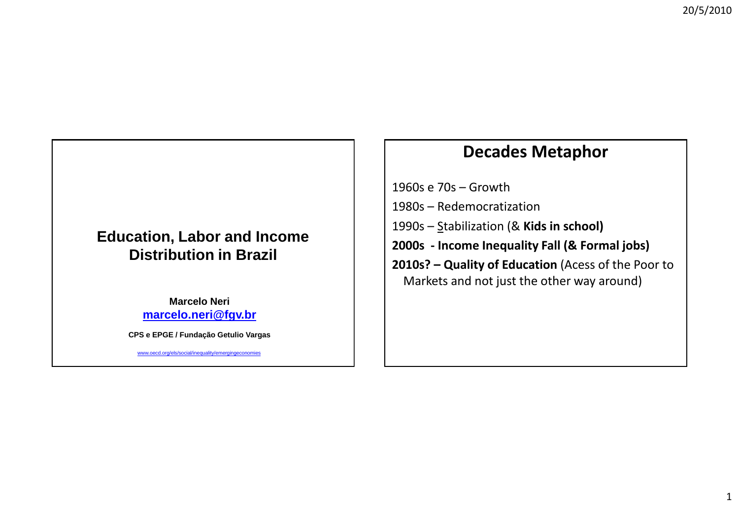# Education, Labor and Income Distribution in Brazil

**Marcelo Neri**

**[marcelo.neri@fgv.br](mailto:marcelo.neri@fgv.br)**

**CPS e EPGE / Fundação Getulio Vargas**

www.oecd.org/els/social/inequality/emergingeconomies

## Decades Metaphor

1960s e 70s – Growth

1980s – Redemocratization

1990s – Stabilization (& **Kids in school)**

**2000s - Income Inequality Fall (& Formal jobs)**

**2010s? – Quality of Education** (Acess of the Poor to Markets and not just the other way around)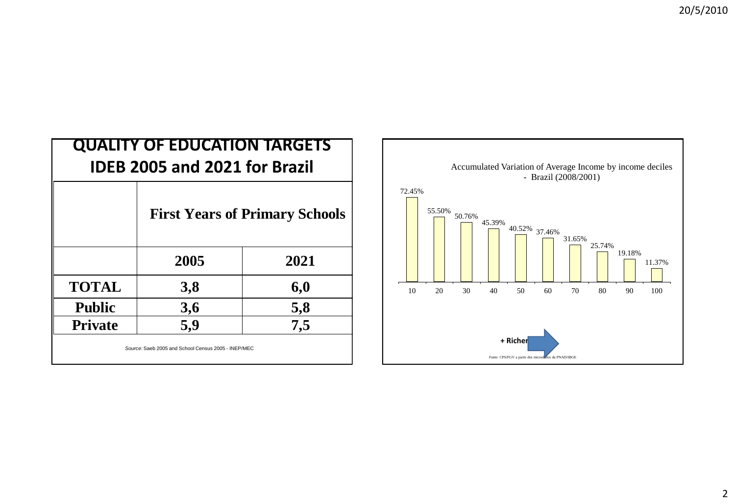## QUALITY OF EDUCATION TARGETS IDEB 2005 and 2021 for Brazil

| | First Years of Primary Schools | |
|---|---|---|
| | 2005 | 2021 |
| TOTAL | 3,8 | 6,0 |
| Public | 3,6 | 5,8 |
| Private | 5,9 | 7,5 |

*Source:* Saeb 2005 and School Census 2005 - INEP/MEC

Accumulated Variation of Average Income by income deciles - Brazil (2008/2001)

| Decile | 10 | 20 | 30 | 40 | 50 | 60 | 70 | 80 | 90 | 100 |
|---|---|---|---|---|---|---|---|---|---|---|
| Variation | 72.45% | 55.50% | 50.76% | 45.39% | 40.52% | 37.46% | 31.65% | 25.74% | 19.18% | 11.37% |

+ Richer

Fonte: CPS/FGV a partir dos microdados da PNAD/IBGE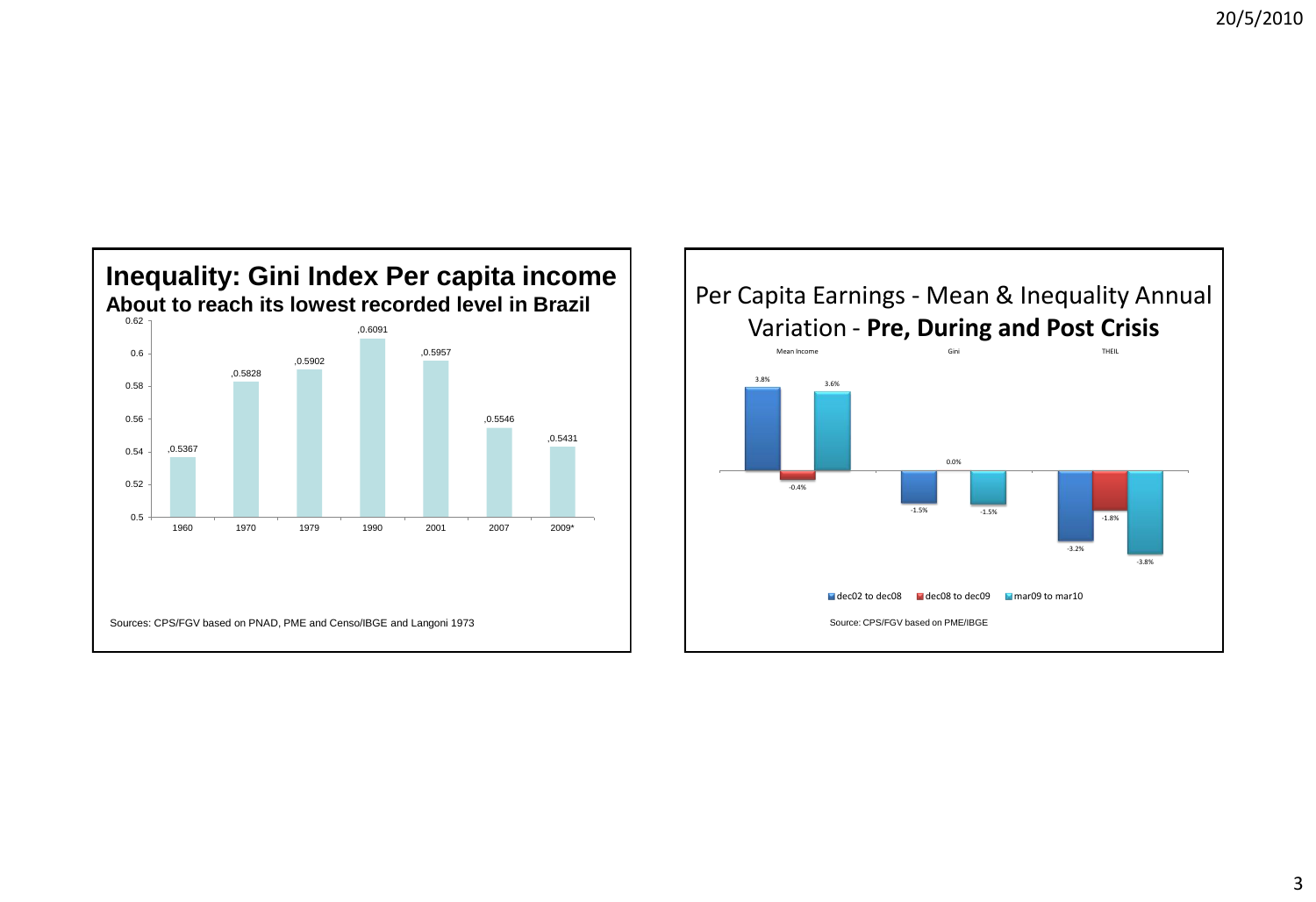## Inequality: Gini Index Per capita income

**About to reach its lowest recorded level in Brazil**

| Year | Gini |
|---|---|
| 1960 | 0.5367 |
| 1970 | 0.5828 |
| 1979 | 0.5902 |
| 1990 | 0.6091 |
| 2001 | 0.5957 |
| 2007 | 0.5546 |
| 2009* | 0.5431 |

Sources: CPS/FGV based on PNAD, PME and Censo/IBGE and Langoni 1973

## Per Capita Earnings - Mean & Inequality Annual Variation - **Pre, During and Post Crisis**

| | dec02 to dec08 | dec08 to dec09 | mar09 to mar10 |
|---|---|---|---|
| Mean Income | 3.8% | -0.4% | 3.6% |
| Gini | -1.5% | 0.0% | -1.5% |
| THEIL | -3.2% | -1.8% | -3.8% |

Source: CPS/FGV based on PME/IBGE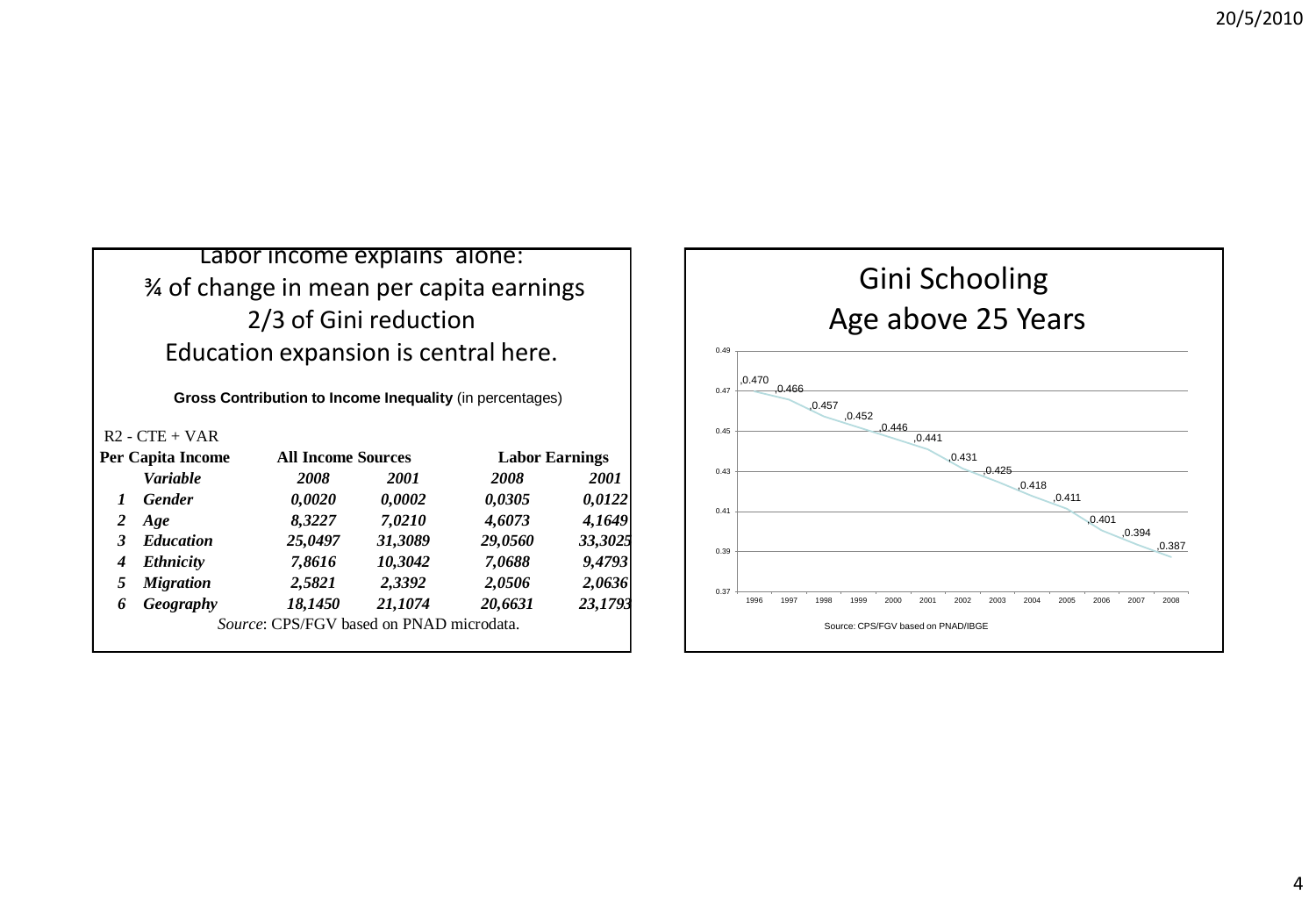Labor income explains alone:
¾ of change in mean per capita earnings
2/3 of Gini reduction
Education expansion is central here.

**Gross Contribution to Income Inequality** (in percentages)

R2 - CTE + VAR

| Per Capita Income | | All Income Sources | | Labor Earnings | |
|---|---|---|---|---|---|
| | ***Variable*** | ***2008*** | ***2001*** | ***2008*** | ***2001*** |
| ***1*** | ***Gender*** | ***0,0020*** | ***0,0002*** | ***0,0305*** | ***0,0122*** |
| ***2*** | ***Age*** | ***8,3227*** | ***7,0210*** | ***4,6073*** | ***4,1649*** |
| ***3*** | ***Education*** | ***25,0497*** | ***31,3089*** | ***29,0560*** | ***33,3025*** |
| ***4*** | ***Ethnicity*** | ***7,8616*** | ***10,3042*** | ***7,0688*** | ***9,4793*** |
| ***5*** | ***Migration*** | ***2,5821*** | ***2,3392*** | ***2,0506*** | ***2,0636*** |
| ***6*** | ***Geography*** | ***18,1450*** | ***21,1074*** | ***20,6631*** | ***23,1793*** |

*Source*: CPS/FGV based on PNAD microdata.

## Gini Schooling
## Age above 25 Years

| Year | Gini |
|---|---|
| 1996 | 0.470 |
| 1997 | 0.466 |
| 1998 | 0.457 |
| 1999 | 0.452 |
| 2000 | 0.446 |
| 2001 | 0.441 |
| 2002 | 0.431 |
| 2003 | 0.425 |
| 2004 | 0.418 |
| 2005 | 0.411 |
| 2006 | 0.401 |
| 2007 | 0.394 |
| 2008 | 0.387 |

Source: CPS/FGV based on PNAD/IBGE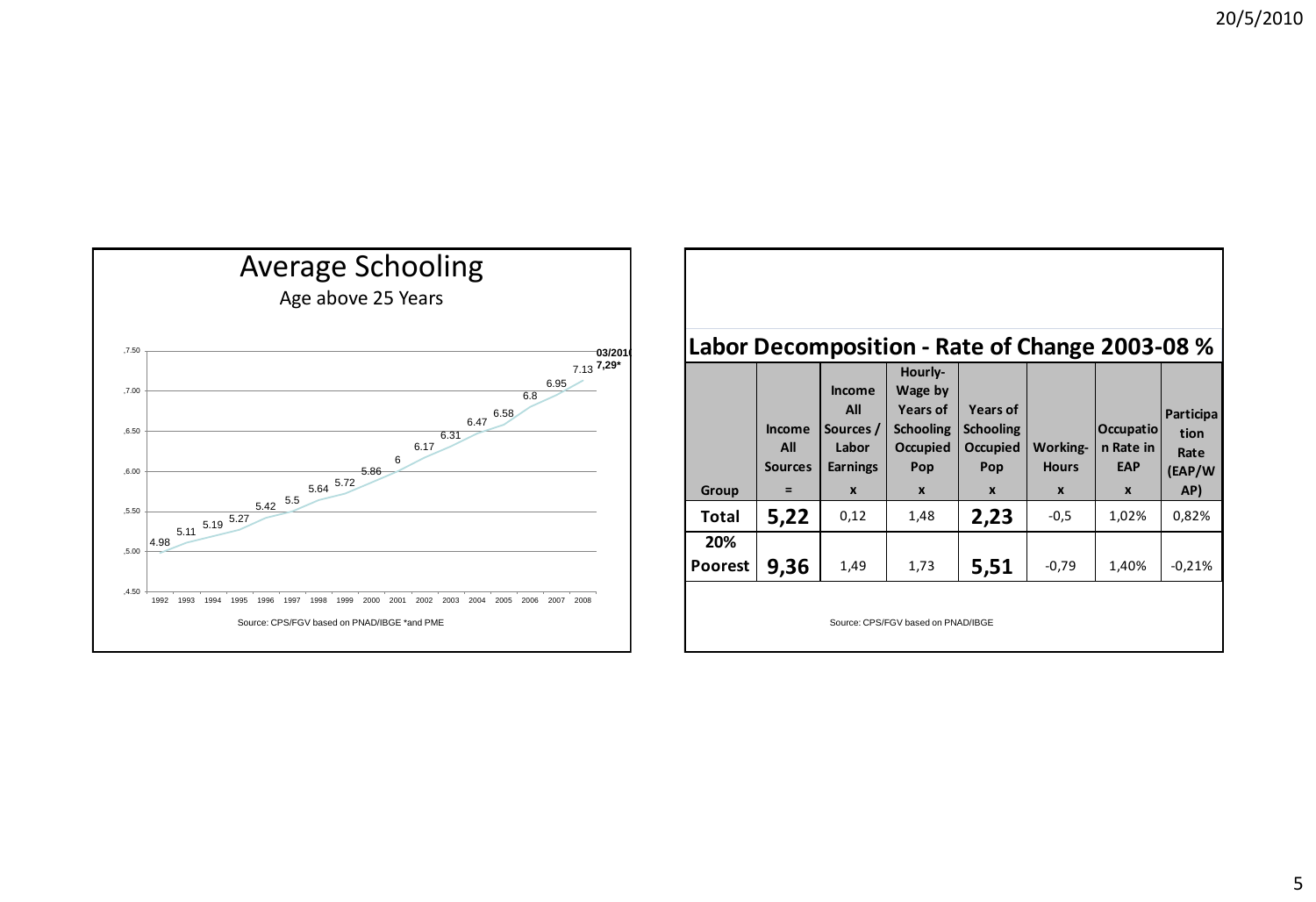## Average Schooling

Age above 25 Years

| Year | Average Schooling |
|---|---|
| 1992 | 4.98 |
| 1993 | 5.11 |
| 1994 | 5.19 |
| 1995 | 5.27 |
| 1996 | 5.42 |
| 1997 | 5.5 |
| 1998 | 5.64 |
| 1999 | 5.72 |
| 2000 | 5.86 |
| 2001 | 6 |
| 2002 | 6.17 |
| 2003 | 6.31 |
| 2004 | 6.47 |
| 2005 | 6.58 |
| 2006 | 6.8 |
| 2007 | 6.95 |
| 2008 | 7.13 |
| 03/2010 | 7,29* |

Source: CPS/FGV based on PNAD/IBGE *and PME

## Labor Decomposition - Rate of Change 2003-08 %

| Group | Income All Sources = | Income All Sources / Labor Earnings x | Hourly-Wage by Years of Schooling Occupied Pop x | Years of Schooling Occupied Pop x | Working-Hours x | Occupation Rate in EAP x | Participation Rate (EAP/WAP) |
|---|---|---|---|---|---|---|---|
| **Total** | **5,22** | 0,12 | 1,48 | **2,23** | -0,5 | 1,02% | 0,82% |
| **20% Poorest** | **9,36** | 1,49 | 1,73 | **5,51** | -0,79 | 1,40% | -0,21% |

Source: CPS/FGV based on PNAD/IBGE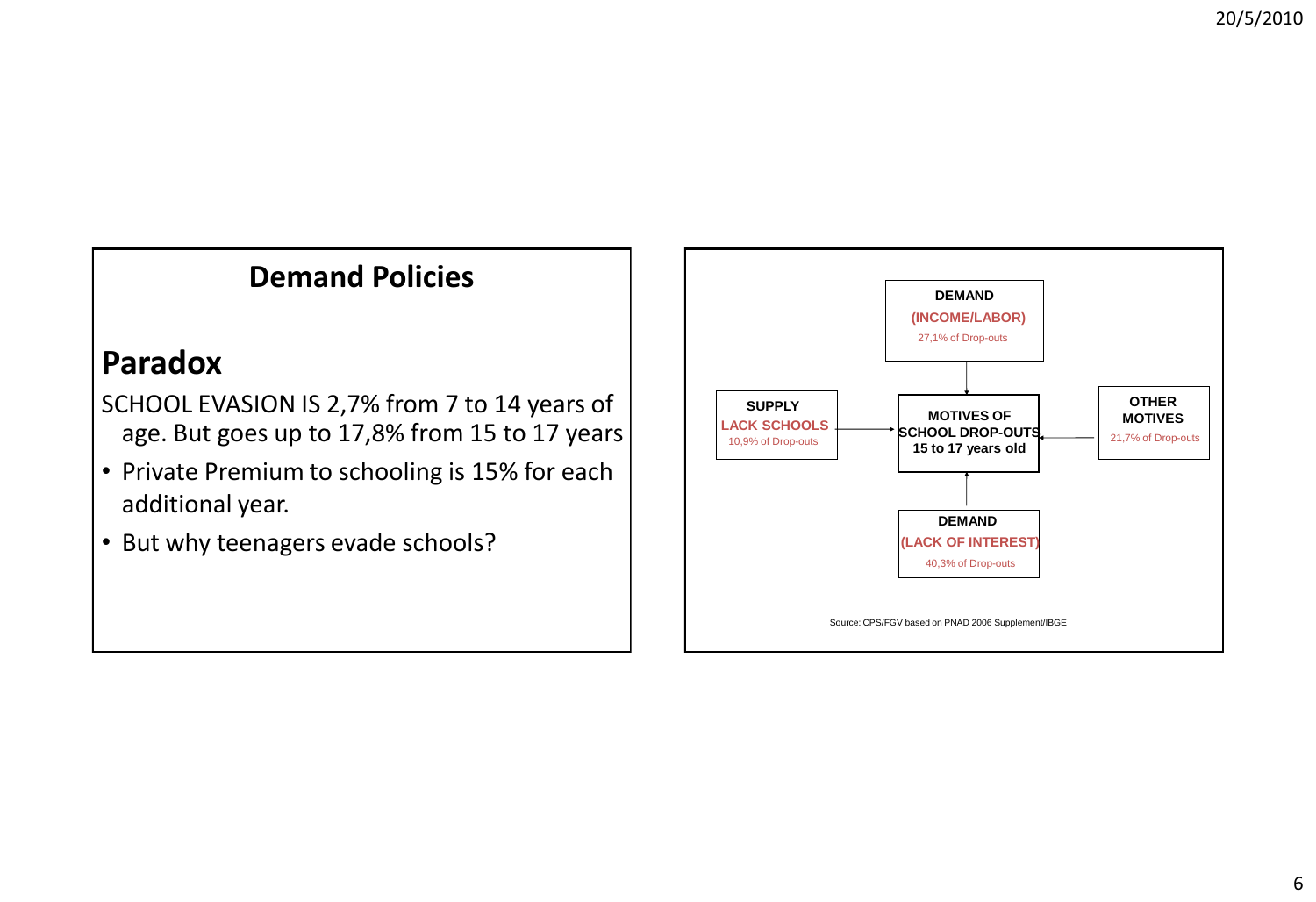## Demand Policies

### Paradox

SCHOOL EVASION IS 2,7% from 7 to 14 years of age. But goes up to 17,8% from 15 to 17 years

- Private Premium to schooling is 15% for each additional year.
- But why teenagers evade schools?

**DEMAND**
**(INCOME/LABOR)**
27,1% of Drop-outs

**SUPPLY**
**LACK SCHOOLS**
10,9% of Drop-outs

**MOTIVES OF SCHOOL DROP-OUTS 15 to 17 years old**

**OTHER MOTIVES**
21,7% of Drop-outs

**DEMAND**
**(LACK OF INTEREST)**
40,3% of Drop-outs

Source: CPS/FGV based on PNAD 2006 Supplement/IBGE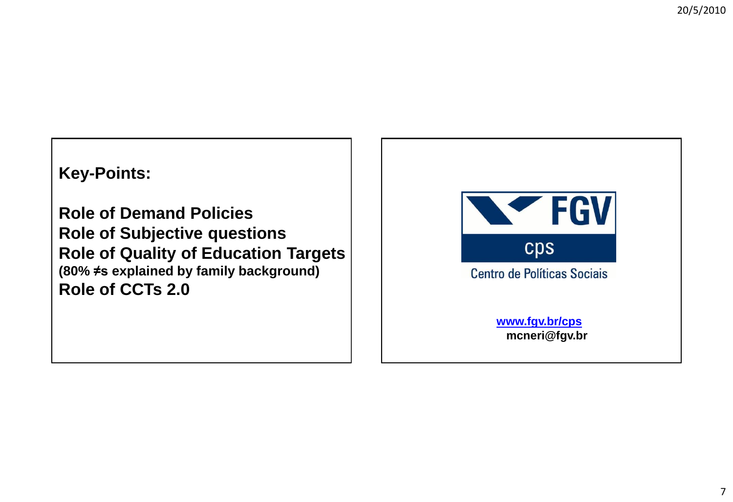**Key-Points:**

**Role of Demand Policies**
**Role of Subjective questions**
**Role of Quality of Education Targets**
**(80% ≠s explained by family background)**
**Role of CCTs 2.0**

FGV
cps
Centro de Políticas Sociais

**www.fgv.br/cps**
**mcneri@fgv.br**